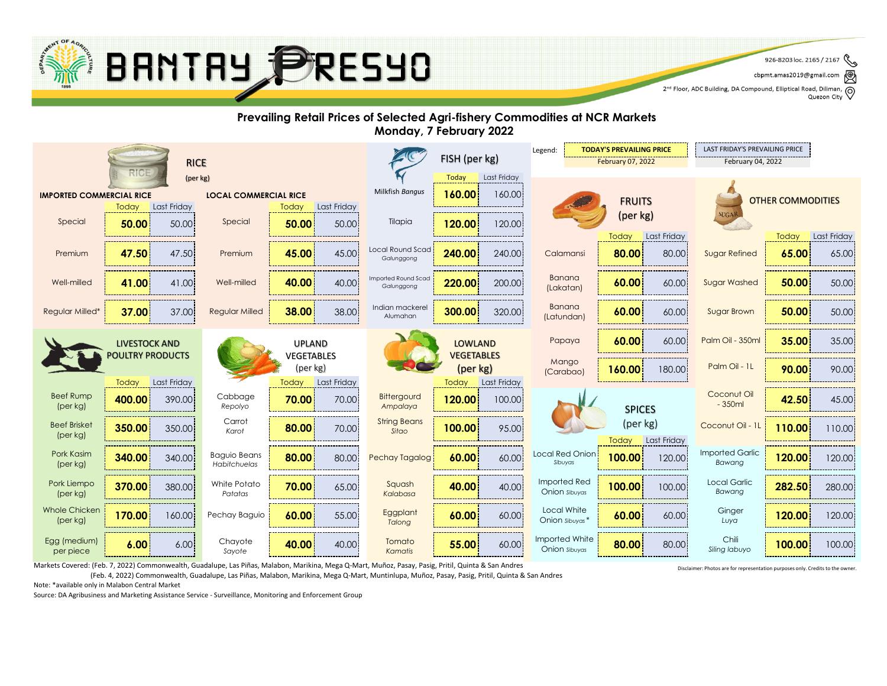# BANTAY PRESYO

926-8203 loc. 2165 / 2167
cbpmt.amas2019@gmail.com
2nd Floor, ADC Building, DA Compound, Elliptical Road, Diliman, Quezon City

## Prevailing Retail Prices of Selected Agri-fishery Commodities at NCR Markets
## Monday, 7 February 2022

Legend: **TODAY'S PREVAILING PRICE** February 07, 2022 | LAST FRIDAY'S PREVAILING PRICE February 04, 2022

### RICE (per kg)

| IMPORTED COMMERCIAL RICE | Today | Last Friday | LOCAL COMMERCIAL RICE | Today | Last Friday |
|---|---|---|---|---|---|
| Special | **50.00** | 50.00 | Special | **50.00** | 50.00 |
| Premium | **47.50** | 47.50 | Premium | **45.00** | 45.00 |
| Well-milled | **41.00** | 41.00 | Well-milled | **40.00** | 40.00 |
| Regular Milled* | **37.00** | 37.00 | Regular Milled | **38.00** | 38.00 |

### FISH (per kg)

| Commodity | Today | Last Friday |
|---|---|---|
| Milkfish *Bangus* | **160.00** | 160.00 |
| Tilapia | **120.00** | 120.00 |
| Local Round Scad *Galunggong* | **240.00** | 240.00 |
| Imported Round Scad *Galunggong* | **220.00** | 200.00 |
| Indian mackerel *Alumahan* | **300.00** | 320.00 |

### FRUITS (per kg)

| Commodity | Today | Last Friday |
|---|---|---|
| Calamansi | **80.00** | 80.00 |
| Banana (Lakatan) | **60.00** | 60.00 |
| Banana (Latundan) | **60.00** | 60.00 |
| Papaya | **60.00** | 60.00 |
| Mango (Carabao) | **160.00** | 180.00 |

### OTHER COMMODITIES

| Commodity | Today | Last Friday |
|---|---|---|
| Sugar Refined | **65.00** | 65.00 |
| Sugar Washed | **50.00** | 50.00 |
| Sugar Brown | **50.00** | 50.00 |
| Palm Oil - 350ml | **35.00** | 35.00 |
| Palm Oil - 1L | **90.00** | 90.00 |
| Coconut Oil - 350ml | **42.50** | 45.00 |
| Coconut Oil - 1L | **110.00** | 110.00 |
| Imported Garlic *Bawang* | **120.00** | 120.00 |
| Local Garlic *Bawang* | **282.50** | 280.00 |
| Ginger *Luya* | **120.00** | 120.00 |
| Chili *Siling labuyo* | **100.00** | 100.00 |

### LIVESTOCK AND POULTRY PRODUCTS

| Commodity | Today | Last Friday |
|---|---|---|
| Beef Rump (per kg) | **400.00** | 390.00 |
| Beef Brisket (per kg) | **350.00** | 350.00 |
| Pork Kasim (per kg) | **340.00** | 340.00 |
| Pork Liempo (per kg) | **370.00** | 380.00 |
| Whole Chicken (per kg) | **170.00** | 160.00 |
| Egg (medium) per piece | **6.00** | 6.00 |

### UPLAND VEGETABLES (per kg)

| Commodity | Today | Last Friday |
|---|---|---|
| Cabbage *Repolyo* | **70.00** | 70.00 |
| Carrot *Karot* | **80.00** | 70.00 |
| Baguio Beans *Habitchuelas* | **80.00** | 80.00 |
| White Potato *Patatas* | **70.00** | 65.00 |
| Pechay Baguio | **60.00** | 55.00 |
| Chayote *Sayote* | **40.00** | 40.00 |

### LOWLAND VEGETABLES (per kg)

| Commodity | Today | Last Friday |
|---|---|---|
| Bittergourd *Ampalaya* | **120.00** | 100.00 |
| String Beans *Sitao* | **100.00** | 95.00 |
| Pechay Tagalog | **60.00** | 60.00 |
| Squash *Kalabasa* | **40.00** | 40.00 |
| Eggplant *Talong* | **60.00** | 60.00 |
| Tomato *Kamatis* | **55.00** | 60.00 |

### SPICES (per kg)

| Commodity | Today | Last Friday |
|---|---|---|
| Local Red Onion *Sibuyas* | **100.00** | 120.00 |
| Imported Red Onion *Sibuyas* | **100.00** | 100.00 |
| Local White Onion *Sibuyas** | **60.00** | 60.00 |
| Imported White Onion *Sibuyas* | **80.00** | 80.00 |

Markets Covered: (Feb. 7, 2022) Commonwealth, Guadalupe, Las Piñas, Malabon, Marikina, Mega Q-Mart, Muñoz, Pasay, Pasig, Pritil, Quinta & San Andres
(Feb. 4, 2022) Commonwealth, Guadalupe, Las Piñas, Malabon, Marikina, Mega Q-Mart, Muntinlupa, Muñoz, Pasay, Pasig, Pritil, Quinta & San Andres

Note: *available only in Malabon Central Market

Source: DA Agribusiness and Marketing Assistance Service - Surveillance, Monitoring and Enforcement Group

Disclaimer: Photos are for representation purposes only. Credits to the owner.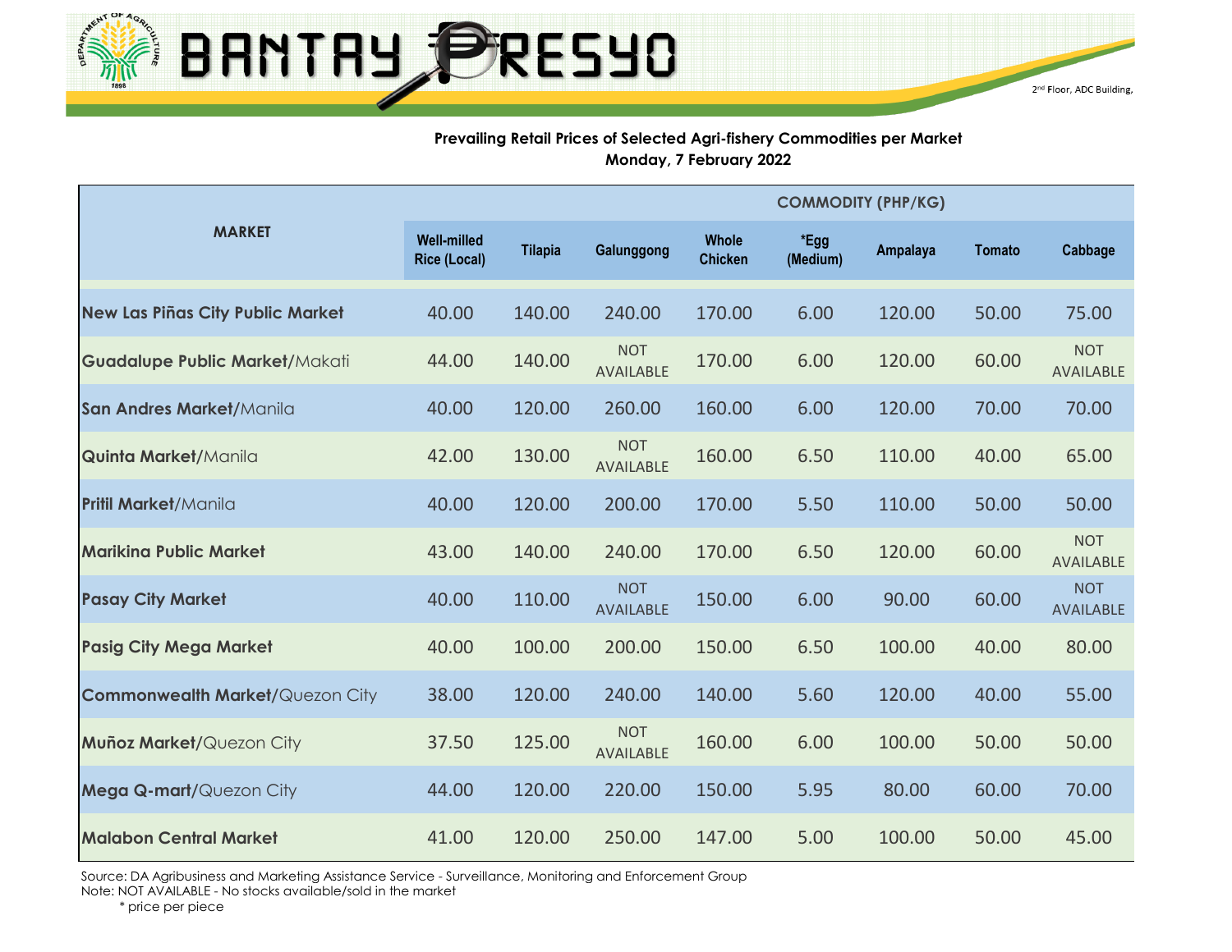BANTAY PRESYO

2nd Floor, ADC Building,

**Prevailing Retail Prices of Selected Agri-fishery Commodities per Market**
**Monday, 7 February 2022**

| MARKET | COMMODITY (PHP/KG) | | | | | | | |
|---|---|---|---|---|---|---|---|---|
| | Well-milled Rice (Local) | Tilapia | Galunggong | Whole Chicken | *Egg (Medium) | Ampalaya | Tomato | Cabbage |
| **New Las Piñas City Public Market** | 40.00 | 140.00 | 240.00 | 170.00 | 6.00 | 120.00 | 50.00 | 75.00 |
| **Guadalupe Public Market/**Makati | 44.00 | 140.00 | NOT AVAILABLE | 170.00 | 6.00 | 120.00 | 60.00 | NOT AVAILABLE |
| **San Andres Market/**Manila | 40.00 | 120.00 | 260.00 | 160.00 | 6.00 | 120.00 | 70.00 | 70.00 |
| **Quinta Market/**Manila | 42.00 | 130.00 | NOT AVAILABLE | 160.00 | 6.50 | 110.00 | 40.00 | 65.00 |
| **Pritil Market/**Manila | 40.00 | 120.00 | 200.00 | 170.00 | 5.50 | 110.00 | 50.00 | 50.00 |
| **Marikina Public Market** | 43.00 | 140.00 | 240.00 | 170.00 | 6.50 | 120.00 | 60.00 | NOT AVAILABLE |
| **Pasay City Market** | 40.00 | 110.00 | NOT AVAILABLE | 150.00 | 6.00 | 90.00 | 60.00 | NOT AVAILABLE |
| **Pasig City Mega Market** | 40.00 | 100.00 | 200.00 | 150.00 | 6.50 | 100.00 | 40.00 | 80.00 |
| **Commonwealth Market/**Quezon City | 38.00 | 120.00 | 240.00 | 140.00 | 5.60 | 120.00 | 40.00 | 55.00 |
| **Muñoz Market/**Quezon City | 37.50 | 125.00 | NOT AVAILABLE | 160.00 | 6.00 | 100.00 | 50.00 | 50.00 |
| **Mega Q-mart/**Quezon City | 44.00 | 120.00 | 220.00 | 150.00 | 5.95 | 80.00 | 60.00 | 70.00 |
| **Malabon Central Market** | 41.00 | 120.00 | 250.00 | 147.00 | 5.00 | 100.00 | 50.00 | 45.00 |

Source: DA Agribusiness and Marketing Assistance Service - Surveillance, Monitoring and Enforcement Group
Note: NOT AVAILABLE - No stocks available/sold in the market
\* price per piece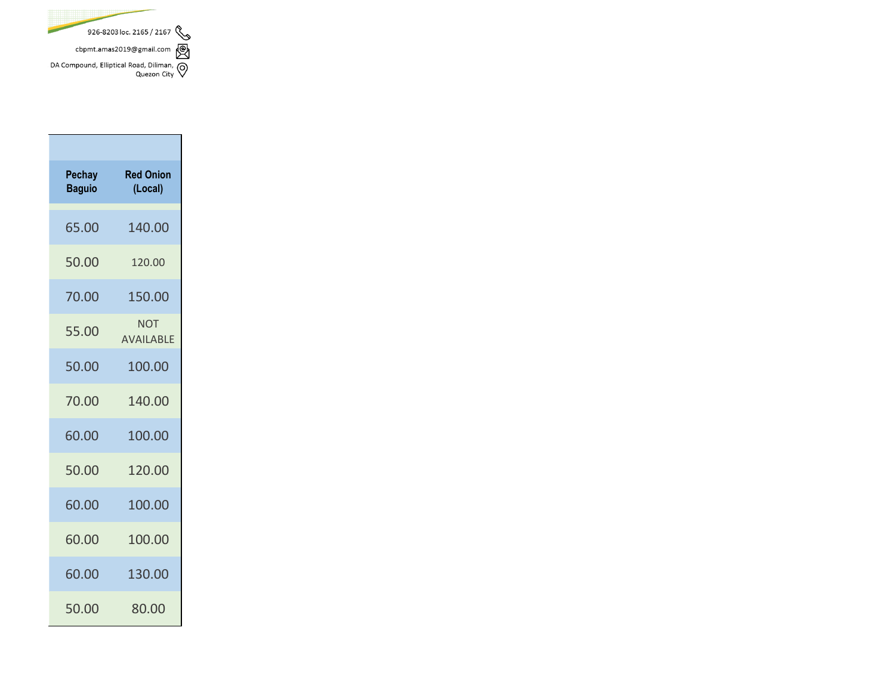926-8203 loc. 2165 / 2167

cbpmt.amas2019@gmail.com

DA Compound, Elliptical Road, Diliman, Quezon City

| Pechay Baguio | Red Onion (Local) |
|---|---|
| 65.00 | 140.00 |
| 50.00 | 120.00 |
| 70.00 | 150.00 |
| 55.00 | NOT AVAILABLE |
| 50.00 | 100.00 |
| 70.00 | 140.00 |
| 60.00 | 100.00 |
| 50.00 | 120.00 |
| 60.00 | 100.00 |
| 60.00 | 100.00 |
| 60.00 | 130.00 |
| 50.00 | 80.00 |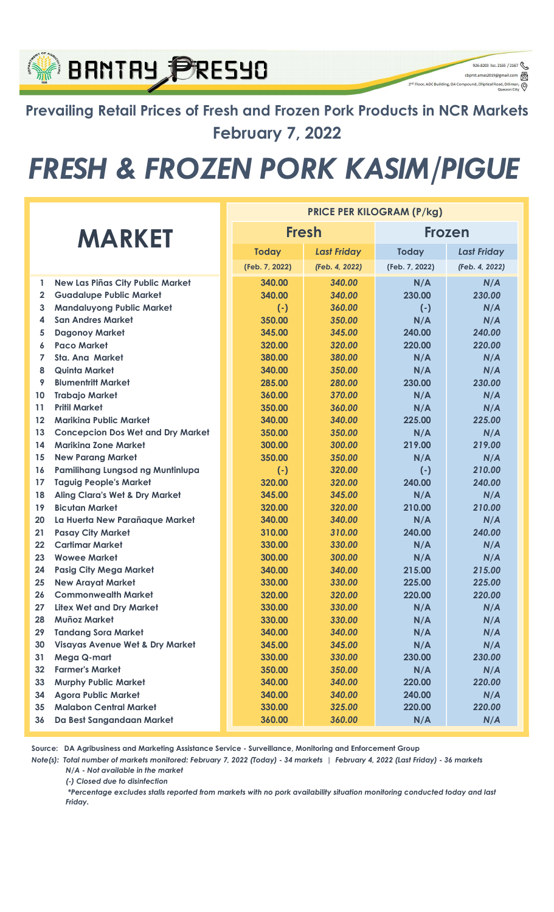BANTAY PRESYO

926-8203 loc. 2165 / 2167
cbpmt.amas2019@gmail.com
2nd Floor, ADC Building, DA Compound, Elliptical Road, Diliman, Quezon City

## Prevailing Retail Prices of Fresh and Frozen Pork Products in NCR Markets
## February 7, 2022

# FRESH & FROZEN PORK KASIM/PIGUE

| | MARKET | PRICE PER KILOGRAM (P/kg) | | | |
|---|---|---|---|---|---|
| | | Fresh | | Frozen | |
| | | Today | Last Friday | Today | Last Friday |
| | | (Feb. 7, 2022) | (Feb. 4, 2022) | (Feb. 7, 2022) | (Feb. 4, 2022) |
| 1 | New Las Piñas City Public Market | 340.00 | 340.00 | N/A | N/A |
| 2 | Guadalupe Public Market | 340.00 | 340.00 | 230.00 | 230.00 |
| 3 | Mandaluyong Public Market | (-) | 360.00 | (-) | N/A |
| 4 | San Andres Market | 350.00 | 350.00 | N/A | N/A |
| 5 | Dagonoy Market | 345.00 | 345.00 | 240.00 | 240.00 |
| 6 | Paco Market | 320.00 | 320.00 | 220.00 | 220.00 |
| 7 | Sta. Ana Market | 380.00 | 380.00 | N/A | N/A |
| 8 | Quinta Market | 340.00 | 350.00 | N/A | N/A |
| 9 | Blumentritt Market | 285.00 | 280.00 | 230.00 | 230.00 |
| 10 | Trabajo Market | 360.00 | 370.00 | N/A | N/A |
| 11 | Pritil Market | 350.00 | 360.00 | N/A | N/A |
| 12 | Marikina Public Market | 340.00 | 340.00 | 225.00 | 225.00 |
| 13 | Concepcion Dos Wet and Dry Market | 350.00 | 350.00 | N/A | N/A |
| 14 | Marikina Zone Market | 300.00 | 300.00 | 219.00 | 219.00 |
| 15 | New Parang Market | 350.00 | 350.00 | N/A | N/A |
| 16 | Pamilihang Lungsod ng Muntinlupa | (-) | 320.00 | (-) | 210.00 |
| 17 | Taguig People's Market | 320.00 | 320.00 | 240.00 | 240.00 |
| 18 | Aling Clara's Wet & Dry Market | 345.00 | 345.00 | N/A | N/A |
| 19 | Bicutan Market | 320.00 | 320.00 | 210.00 | 210.00 |
| 20 | La Huerta New Parañaque Market | 340.00 | 340.00 | N/A | N/A |
| 21 | Pasay City Market | 310.00 | 310.00 | 240.00 | 240.00 |
| 22 | Cartimar Market | 330.00 | 330.00 | N/A | N/A |
| 23 | Wowee Market | 300.00 | 300.00 | N/A | N/A |
| 24 | Pasig City Mega Market | 340.00 | 340.00 | 215.00 | 215.00 |
| 25 | New Arayat Market | 330.00 | 330.00 | 225.00 | 225.00 |
| 26 | Commonwealth Market | 320.00 | 320.00 | 220.00 | 220.00 |
| 27 | Litex Wet and Dry Market | 330.00 | 330.00 | N/A | N/A |
| 28 | Muñoz Market | 330.00 | 330.00 | N/A | N/A |
| 29 | Tandang Sora Market | 340.00 | 340.00 | N/A | N/A |
| 30 | Visayas Avenue Wet & Dry Market | 345.00 | 345.00 | N/A | N/A |
| 31 | Mega Q-mart | 330.00 | 330.00 | 230.00 | 230.00 |
| 32 | Farmer's Market | 350.00 | 350.00 | N/A | N/A |
| 33 | Murphy Public Market | 340.00 | 340.00 | 220.00 | 220.00 |
| 34 | Agora Public Market | 340.00 | 340.00 | 240.00 | N/A |
| 35 | Malabon Central Market | 330.00 | 325.00 | 220.00 | 220.00 |
| 36 | Da Best Sangandaan Market | 360.00 | 360.00 | N/A | N/A |

**Source: DA Agribusiness and Marketing Assistance Service - Surveillance, Monitoring and Enforcement Group**

***Note(s): Total number of markets monitored: February 7, 2022 (Today) - 34 markets | February 4, 2022 (Last Friday) - 36 markets***

***N/A - Not available in the market***

***(-) Closed due to disinfection***

***\*Percentage excludes stalls reported from markets with no pork availability situation monitoring conducted today and last Friday.***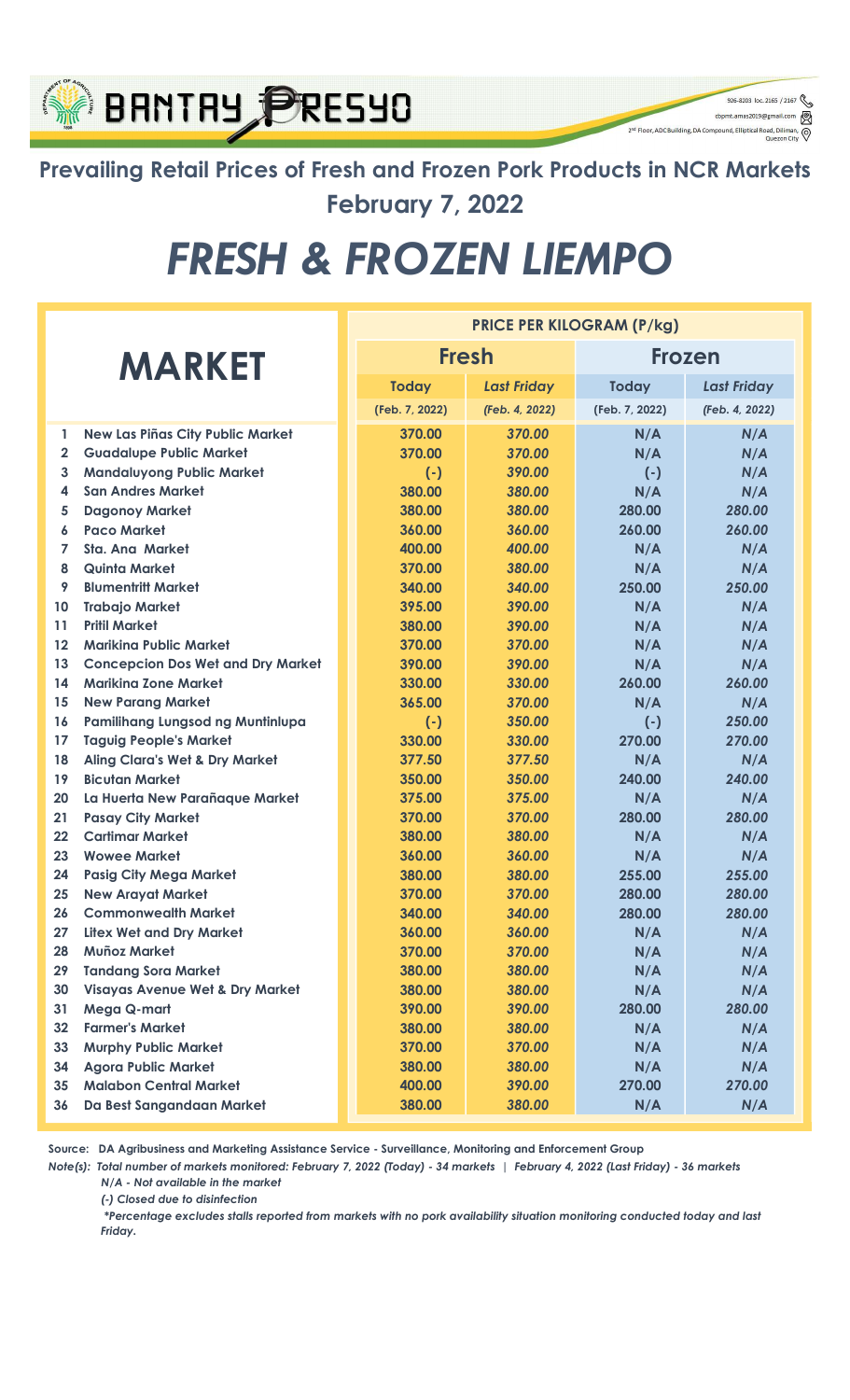# BANTAY PRESYO

## Prevailing Retail Prices of Fresh and Frozen Pork Products in NCR Markets

## February 7, 2022

# FRESH & FROZEN LIEMPO

| | MARKET | PRICE PER KILOGRAM (P/kg) | | | |
|---|---|---|---|---|---|
| | | **Fresh** | | **Frozen** | |
| | | **Today** | ***Last Friday*** | **Today** | ***Last Friday*** |
| | | (Feb. 7, 2022) | *(Feb. 4, 2022)* | (Feb. 7, 2022) | *(Feb. 4, 2022)* |
| 1 | New Las Piñas City Public Market | 370.00 | *370.00* | N/A | *N/A* |
| 2 | Guadalupe Public Market | 370.00 | *370.00* | N/A | *N/A* |
| 3 | Mandaluyong Public Market | (-) | *390.00* | (-) | *N/A* |
| 4 | San Andres Market | 380.00 | *380.00* | N/A | *N/A* |
| 5 | Dagonoy Market | 380.00 | *380.00* | 280.00 | *280.00* |
| 6 | Paco Market | 360.00 | *360.00* | 260.00 | *260.00* |
| 7 | Sta. Ana Market | 400.00 | *400.00* | N/A | *N/A* |
| 8 | Quinta Market | 370.00 | *380.00* | N/A | *N/A* |
| 9 | Blumentritt Market | 340.00 | *340.00* | 250.00 | *250.00* |
| 10 | Trabajo Market | 395.00 | *390.00* | N/A | *N/A* |
| 11 | Pritil Market | 380.00 | *390.00* | N/A | *N/A* |
| 12 | Marikina Public Market | 370.00 | *370.00* | N/A | *N/A* |
| 13 | Concepcion Dos Wet and Dry Market | 390.00 | *390.00* | N/A | *N/A* |
| 14 | Marikina Zone Market | 330.00 | *330.00* | 260.00 | *260.00* |
| 15 | New Parang Market | 365.00 | *370.00* | N/A | *N/A* |
| 16 | Pamilihang Lungsod ng Muntinlupa | (-) | *350.00* | (-) | *250.00* |
| 17 | Taguig People's Market | 330.00 | *330.00* | 270.00 | *270.00* |
| 18 | Aling Clara's Wet & Dry Market | 377.50 | *377.50* | N/A | *N/A* |
| 19 | Bicutan Market | 350.00 | *350.00* | 240.00 | *240.00* |
| 20 | La Huerta New Parañaque Market | 375.00 | *375.00* | N/A | *N/A* |
| 21 | Pasay City Market | 370.00 | *370.00* | 280.00 | *280.00* |
| 22 | Cartimar Market | 380.00 | *380.00* | N/A | *N/A* |
| 23 | Wowee Market | 360.00 | *360.00* | N/A | *N/A* |
| 24 | Pasig City Mega Market | 380.00 | *380.00* | 255.00 | *255.00* |
| 25 | New Arayat Market | 370.00 | *370.00* | 280.00 | *280.00* |
| 26 | Commonwealth Market | 340.00 | *340.00* | 280.00 | *280.00* |
| 27 | Litex Wet and Dry Market | 360.00 | *360.00* | N/A | *N/A* |
| 28 | Muñoz Market | 370.00 | *370.00* | N/A | *N/A* |
| 29 | Tandang Sora Market | 380.00 | *380.00* | N/A | *N/A* |
| 30 | Visayas Avenue Wet & Dry Market | 380.00 | *380.00* | N/A | *N/A* |
| 31 | Mega Q-mart | 390.00 | *390.00* | 280.00 | *280.00* |
| 32 | Farmer's Market | 380.00 | *380.00* | N/A | *N/A* |
| 33 | Murphy Public Market | 370.00 | *370.00* | N/A | *N/A* |
| 34 | Agora Public Market | 380.00 | *380.00* | N/A | *N/A* |
| 35 | Malabon Central Market | 400.00 | *390.00* | 270.00 | *270.00* |
| 36 | Da Best Sangandaan Market | 380.00 | *380.00* | N/A | *N/A* |

**Source: DA Agribusiness and Marketing Assistance Service - Surveillance, Monitoring and Enforcement Group**

***Note(s): Total number of markets monitored: February 7, 2022 (Today) - 34 markets | February 4, 2022 (Last Friday) - 36 markets***

*N/A - Not available in the market*

*(-) Closed due to disinfection*

**Percentage excludes stalls reported from markets with no pork availability situation monitoring conducted today and last Friday.*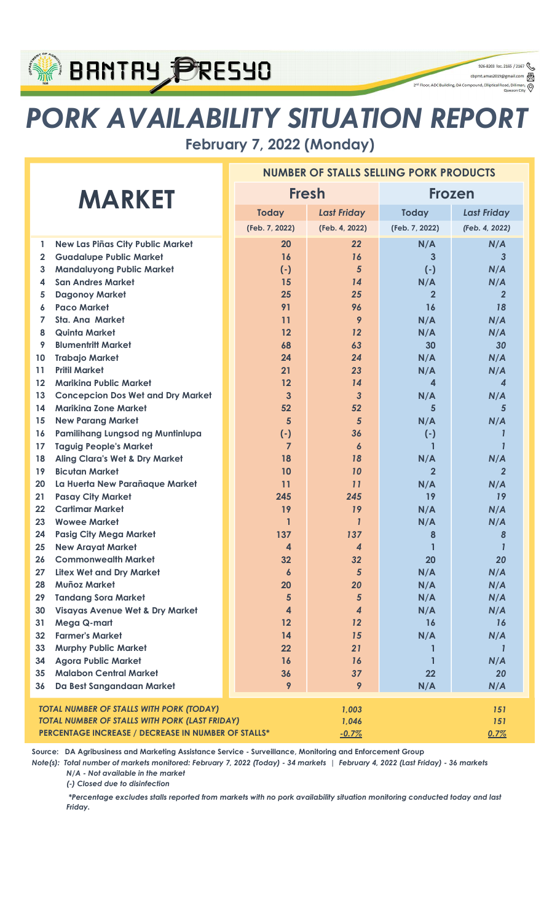BANTAY PRESYO

926-8203 loc. 2165 / 2167
cbpmt.amas2019@gmail.com
2nd Floor, ADC Building, DA Compound, Elliptical Road, Diliman, Quezon City

# PORK AVAILABILITY SITUATION REPORT

## February 7, 2022 (Monday)

| | MARKET | NUMBER OF STALLS SELLING PORK PRODUCTS | | | |
|---|---|---|---|---|---|
| | | Fresh | | Frozen | |
| | | Today (Feb. 7, 2022) | *Last Friday* (Feb. 4, 2022) | Today (Feb. 7, 2022) | *Last Friday* (Feb. 4, 2022) |
| 1 | New Las Piñas City Public Market | 20 | 22 | N/A | N/A |
| 2 | Guadalupe Public Market | 16 | 16 | 3 | 3 |
| 3 | Mandaluyong Public Market | (-) | 5 | (-) | N/A |
| 4 | San Andres Market | 15 | 14 | N/A | N/A |
| 5 | Dagonoy Market | 25 | 25 | 2 | 2 |
| 6 | Paco Market | 91 | 96 | 16 | 18 |
| 7 | Sta. Ana Market | 11 | 9 | N/A | N/A |
| 8 | Quinta Market | 12 | 12 | N/A | N/A |
| 9 | Blumentritt Market | 68 | 63 | 30 | 30 |
| 10 | Trabajo Market | 24 | 24 | N/A | N/A |
| 11 | Pritil Market | 21 | 23 | N/A | N/A |
| 12 | Marikina Public Market | 12 | 14 | 4 | 4 |
| 13 | Concepcion Dos Wet and Dry Market | 3 | 3 | N/A | N/A |
| 14 | Marikina Zone Market | 52 | 52 | 5 | 5 |
| 15 | New Parang Market | 5 | 5 | N/A | N/A |
| 16 | Pamilihang Lungsod ng Muntinlupa | (-) | 36 | (-) | 1 |
| 17 | Taguig People's Market | 7 | 6 | 1 | 1 |
| 18 | Aling Clara's Wet & Dry Market | 18 | 18 | N/A | N/A |
| 19 | Bicutan Market | 10 | 10 | 2 | 2 |
| 20 | La Huerta New Parañaque Market | 11 | 11 | N/A | N/A |
| 21 | Pasay City Market | 245 | 245 | 19 | 19 |
| 22 | Cartimar Market | 19 | 19 | N/A | N/A |
| 23 | Wowee Market | 1 | 1 | N/A | N/A |
| 24 | Pasig City Mega Market | 137 | 137 | 8 | 8 |
| 25 | New Arayat Market | 4 | 4 | 1 | 1 |
| 26 | Commonwealth Market | 32 | 32 | 20 | 20 |
| 27 | Litex Wet and Dry Market | 6 | 5 | N/A | N/A |
| 28 | Muñoz Market | 20 | 20 | N/A | N/A |
| 29 | Tandang Sora Market | 5 | 5 | N/A | N/A |
| 30 | Visayas Avenue Wet & Dry Market | 4 | 4 | N/A | N/A |
| 31 | Mega Q-mart | 12 | 12 | 16 | 16 |
| 32 | Farmer's Market | 14 | 15 | N/A | N/A |
| 33 | Murphy Public Market | 22 | 21 | 1 | 1 |
| 34 | Agora Public Market | 16 | 16 | 1 | N/A |
| 35 | Malabon Central Market | 36 | 37 | 22 | 20 |
| 36 | Da Best Sangandaan Market | 9 | 9 | N/A | N/A |
| | *TOTAL NUMBER OF STALLS WITH PORK (TODAY)* | 1,003 | | 151 | |
| | *TOTAL NUMBER OF STALLS WITH PORK (LAST FRIDAY)* | 1,046 | | 151 | |
| | PERCENTAGE INCREASE / DECREASE IN NUMBER OF STALLS* | -0.7% | | 0.7% | |

Source: DA Agribusiness and Marketing Assistance Service - Surveillance, Monitoring and Enforcement Group

*Note(s): Total number of markets monitored: February 7, 2022 (Today) - 34 markets | February 4, 2022 (Last Friday) - 36 markets*

*N/A - Not available in the market*

*(-) Closed due to disinfection*

*\*Percentage excludes stalls reported from markets with no pork availability situation monitoring conducted today and last Friday.*